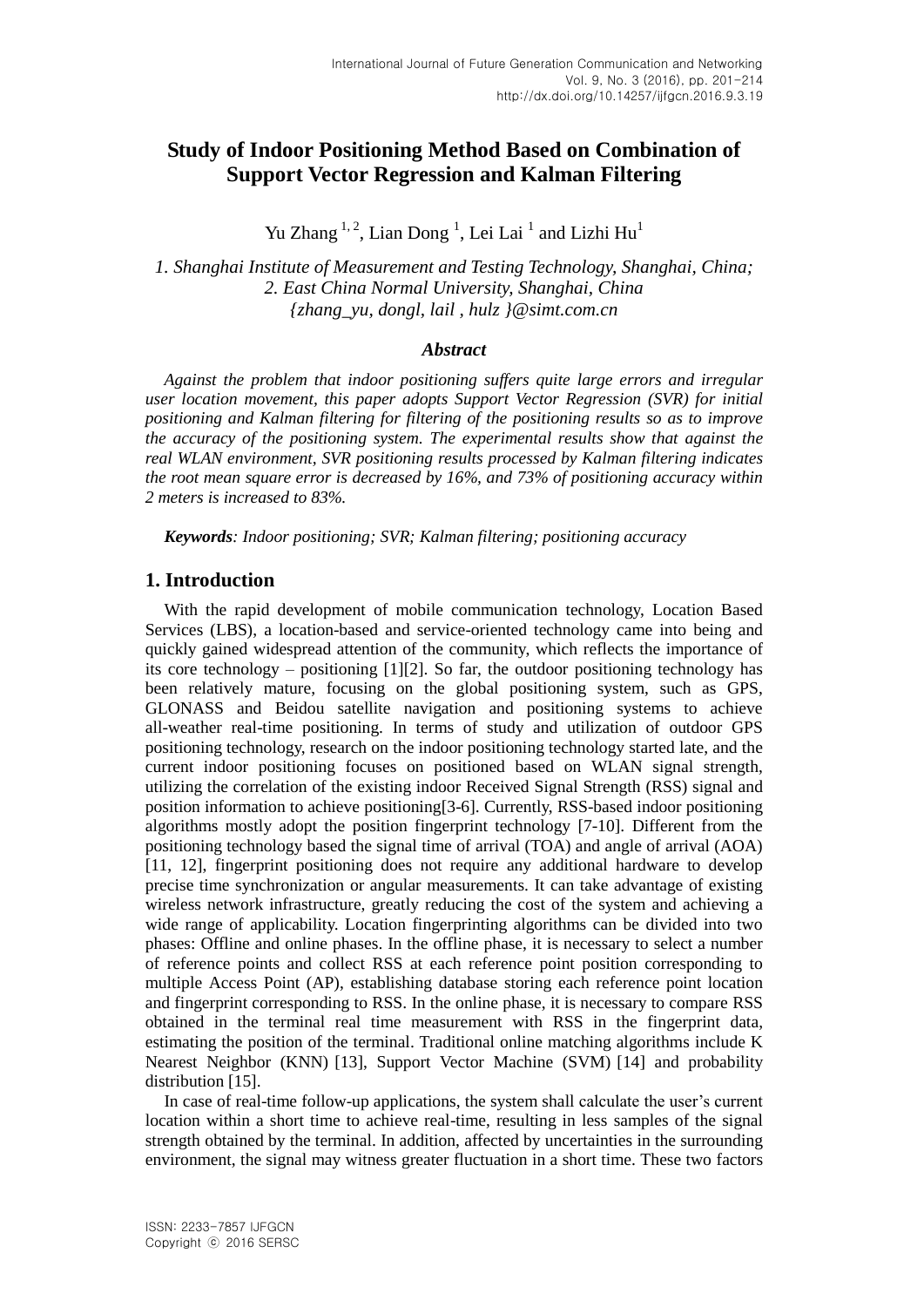# Study of Indoor Positioning Method Based on Combination of Support Vector Regression and Kalman Filtering

Yu Zhang [1, 2], Lian Dong [1], Lei Lai [1] and Lizhi Hu[1]

*1. Shanghai Institute of Measurement and Testing Technology, Shanghai, China;*
*2. East China Normal University, Shanghai, China*
*{zhang_yu, dongl, lail , hulz }@simt.com.cn*

### *Abstract*

*Against the problem that indoor positioning suffers quite large errors and irregular user location movement, this paper adopts Support Vector Regression (SVR) for initial positioning and Kalman filtering for filtering of the positioning results so as to improve the accuracy of the positioning system. The experimental results show that against the real WLAN environment, SVR positioning results processed by Kalman filtering indicates the root mean square error is decreased by 16%, and 73% of positioning accuracy within 2 meters is increased to 83%.*

***Keywords**: Indoor positioning; SVR; Kalman filtering; positioning accuracy*

## 1. Introduction

With the rapid development of mobile communication technology, Location Based Services (LBS), a location-based and service-oriented technology came into being and quickly gained widespread attention of the community, which reflects the importance of its core technology – positioning [1][2]. So far, the outdoor positioning technology has been relatively mature, focusing on the global positioning system, such as GPS, GLONASS and Beidou satellite navigation and positioning systems to achieve all-weather real-time positioning. In terms of study and utilization of outdoor GPS positioning technology, research on the indoor positioning technology started late, and the current indoor positioning focuses on positioned based on WLAN signal strength, utilizing the correlation of the existing indoor Received Signal Strength (RSS) signal and position information to achieve positioning[3-6]. Currently, RSS-based indoor positioning algorithms mostly adopt the position fingerprint technology [7-10]. Different from the positioning technology based the signal time of arrival (TOA) and angle of arrival (AOA) [11, 12], fingerprint positioning does not require any additional hardware to develop precise time synchronization or angular measurements. It can take advantage of existing wireless network infrastructure, greatly reducing the cost of the system and achieving a wide range of applicability. Location fingerprinting algorithms can be divided into two phases: Offline and online phases. In the offline phase, it is necessary to select a number of reference points and collect RSS at each reference point position corresponding to multiple Access Point (AP), establishing database storing each reference point location and fingerprint corresponding to RSS. In the online phase, it is necessary to compare RSS obtained in the terminal real time measurement with RSS in the fingerprint data, estimating the position of the terminal. Traditional online matching algorithms include K Nearest Neighbor (KNN) [13], Support Vector Machine (SVM) [14] and probability distribution [15].

In case of real-time follow-up applications, the system shall calculate the user's current location within a short time to achieve real-time, resulting in less samples of the signal strength obtained by the terminal. In addition, affected by uncertainties in the surrounding environment, the signal may witness greater fluctuation in a short time. These two factors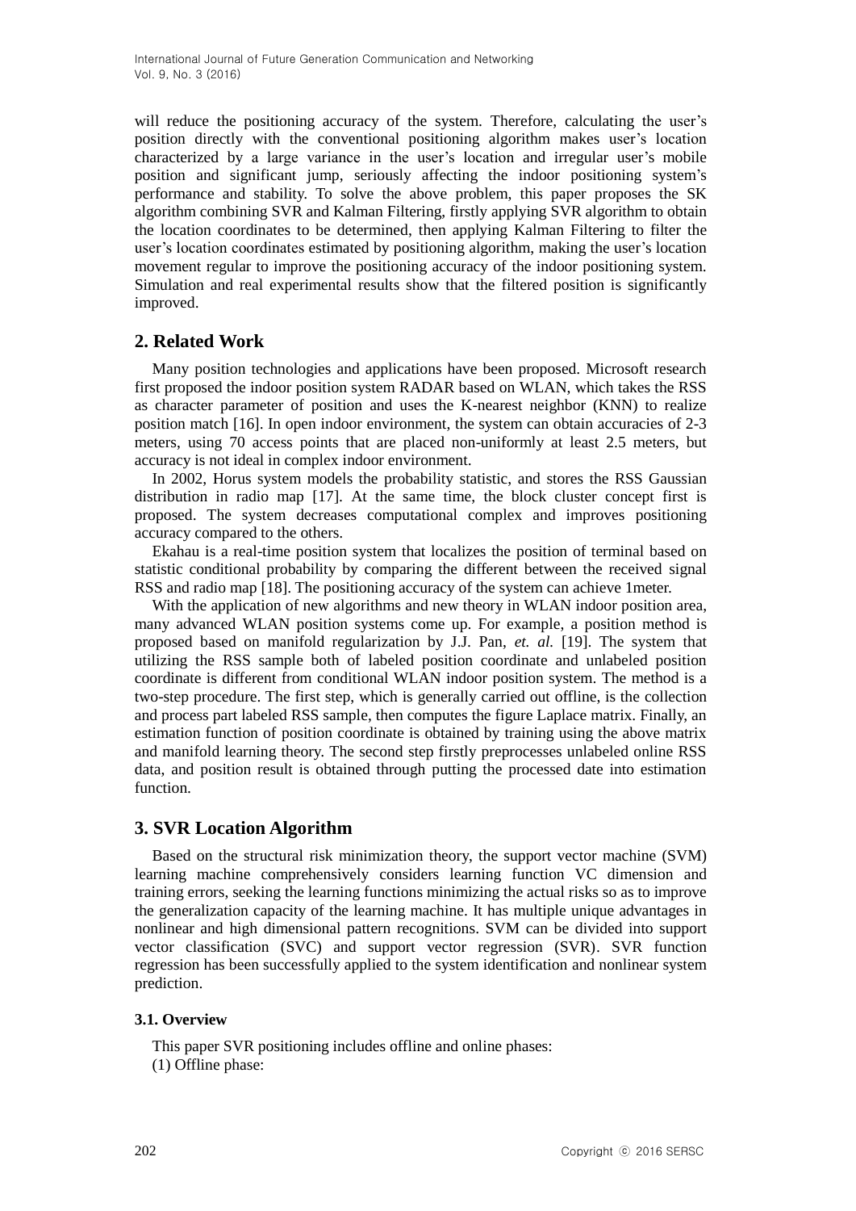will reduce the positioning accuracy of the system. Therefore, calculating the user's position directly with the conventional positioning algorithm makes user's location characterized by a large variance in the user's location and irregular user's mobile position and significant jump, seriously affecting the indoor positioning system's performance and stability. To solve the above problem, this paper proposes the SK algorithm combining SVR and Kalman Filtering, firstly applying SVR algorithm to obtain the location coordinates to be determined, then applying Kalman Filtering to filter the user's location coordinates estimated by positioning algorithm, making the user's location movement regular to improve the positioning accuracy of the indoor positioning system. Simulation and real experimental results show that the filtered position is significantly improved.

## 2. Related Work

Many position technologies and applications have been proposed. Microsoft research first proposed the indoor position system RADAR based on WLAN, which takes the RSS as character parameter of position and uses the K-nearest neighbor (KNN) to realize position match [16]. In open indoor environment, the system can obtain accuracies of 2-3 meters, using 70 access points that are placed non-uniformly at least 2.5 meters, but accuracy is not ideal in complex indoor environment.

In 2002, Horus system models the probability statistic, and stores the RSS Gaussian distribution in radio map [17]. At the same time, the block cluster concept first is proposed. The system decreases computational complex and improves positioning accuracy compared to the others.

Ekahau is a real-time position system that localizes the position of terminal based on statistic conditional probability by comparing the different between the received signal RSS and radio map [18]. The positioning accuracy of the system can achieve 1meter.

With the application of new algorithms and new theory in WLAN indoor position area, many advanced WLAN position systems come up. For example, a position method is proposed based on manifold regularization by J.J. Pan, *et. al.* [19]. The system that utilizing the RSS sample both of labeled position coordinate and unlabeled position coordinate is different from conditional WLAN indoor position system. The method is a two-step procedure. The first step, which is generally carried out offline, is the collection and process part labeled RSS sample, then computes the figure Laplace matrix. Finally, an estimation function of position coordinate is obtained by training using the above matrix and manifold learning theory. The second step firstly preprocesses unlabeled online RSS data, and position result is obtained through putting the processed date into estimation function.

## 3. SVR Location Algorithm

Based on the structural risk minimization theory, the support vector machine (SVM) learning machine comprehensively considers learning function VC dimension and training errors, seeking the learning functions minimizing the actual risks so as to improve the generalization capacity of the learning machine. It has multiple unique advantages in nonlinear and high dimensional pattern recognitions. SVM can be divided into support vector classification (SVC) and support vector regression (SVR). SVR function regression has been successfully applied to the system identification and nonlinear system prediction.

### 3.1. Overview

This paper SVR positioning includes offline and online phases:

(1) Offline phase: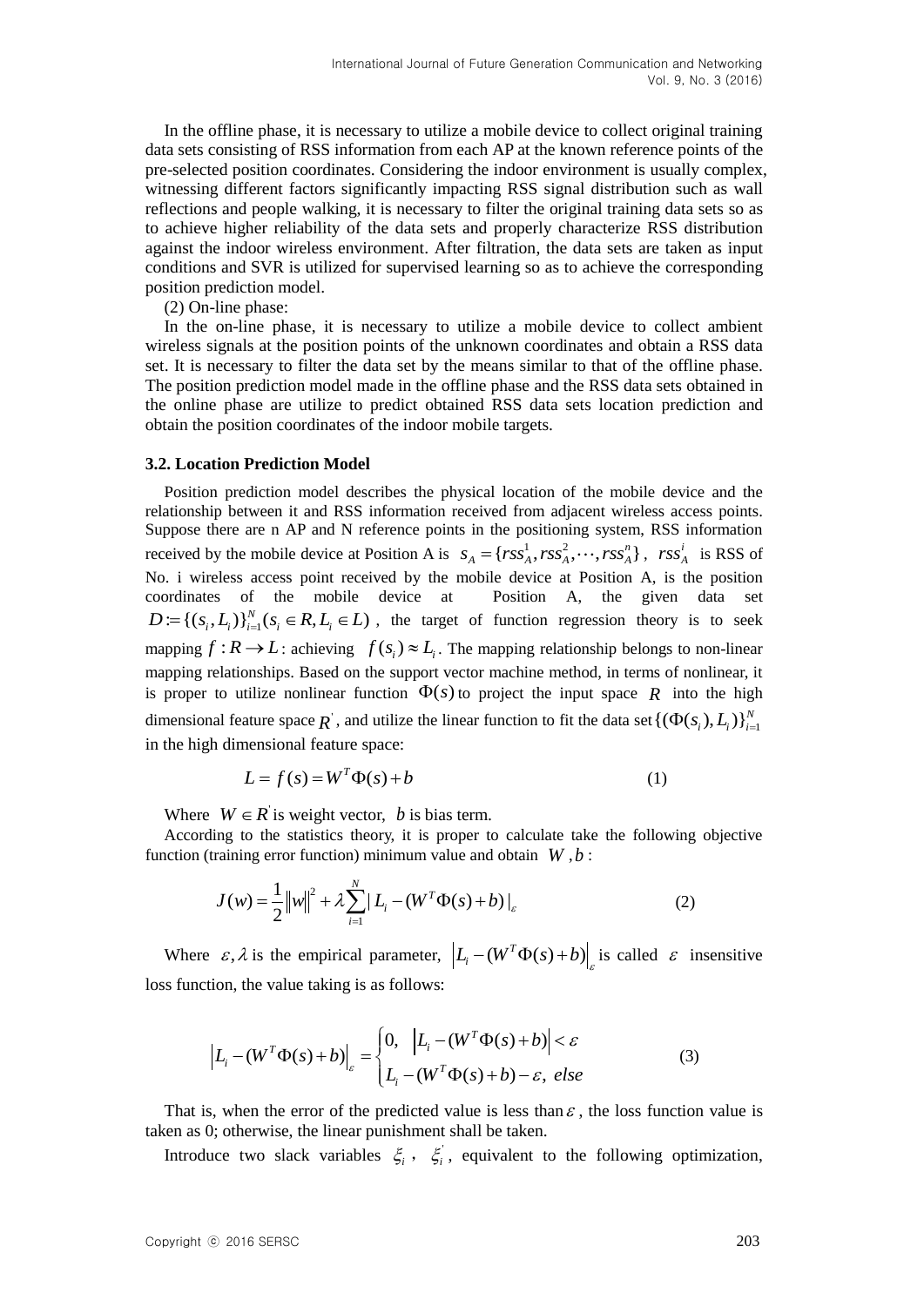In the offline phase, it is necessary to utilize a mobile device to collect original training data sets consisting of RSS information from each AP at the known reference points of the pre-selected position coordinates. Considering the indoor environment is usually complex, witnessing different factors significantly impacting RSS signal distribution such as wall reflections and people walking, it is necessary to filter the original training data sets so as to achieve higher reliability of the data sets and properly characterize RSS distribution against the indoor wireless environment. After filtration, the data sets are taken as input conditions and SVR is utilized for supervised learning so as to achieve the corresponding position prediction model.

(2) On-line phase:

In the on-line phase, it is necessary to utilize a mobile device to collect ambient wireless signals at the position points of the unknown coordinates and obtain a RSS data set. It is necessary to filter the data set by the means similar to that of the offline phase. The position prediction model made in the offline phase and the RSS data sets obtained in the online phase are utilize to predict obtained RSS data sets location prediction and obtain the position coordinates of the indoor mobile targets.

### 3.2. Location Prediction Model

Position prediction model describes the physical location of the mobile device and the relationship between it and RSS information received from adjacent wireless access points. Suppose there are n AP and N reference points in the positioning system, RSS information received by the mobile device at Position A is $s_A = \{rss_A^1, rss_A^2, \cdots, rss_A^n\}$, $rss_A^i$ is RSS of No. i wireless access point received by the mobile device at Position A, is the position coordinates of the mobile device at Position A, the given data set $D := \{(s_i, L_i)\}_{i=1}^N (s_i \in R, L_i \in L)$, the target of function regression theory is to seek mapping $f : R \rightarrow L$: achieving $f(s_i) \approx L_i$. The mapping relationship belongs to non-linear mapping relationships. Based on the support vector machine method, in terms of nonlinear, it is proper to utilize nonlinear function $\Phi(s)$ to project the input space $R$ into the high dimensional feature space $R^{'}$, and utilize the linear function to fit the data set $\{(\Phi(s_i), L_i)\}_{i=1}^N$ in the high dimensional feature space:

$$L = f(s) = W^T \Phi(s) + b \tag{1}$$

Where $W \in R^{'}$ is weight vector, $b$ is bias term.

According to the statistics theory, it is proper to calculate take the following objective function (training error function) minimum value and obtain $W$, $b$:

$$J(w) = \frac{1}{2}\|w\|^2 + \lambda \sum_{i=1}^{N} | L_i - (W^T \Phi(s) + b) |_\varepsilon \tag{2}$$

Where $\varepsilon, \lambda$ is the empirical parameter, $\left| L_i - (W^T \Phi(s) + b) \right|_\varepsilon$ is called $\varepsilon$ insensitive loss function, the value taking is as follows:

$$\left| L_i - (W^T \Phi(s) + b) \right|_\varepsilon = \begin{cases} 0, & \left| L_i - (W^T \Phi(s) + b) \right| < \varepsilon \\ L_i - (W^T \Phi(s) + b) - \varepsilon, & else \end{cases} \tag{3}$$

That is, when the error of the predicted value is less than $\varepsilon$, the loss function value is taken as 0; otherwise, the linear punishment shall be taken.

Introduce two slack variables $\xi_i$, $\xi_i^{'}$, equivalent to the following optimization,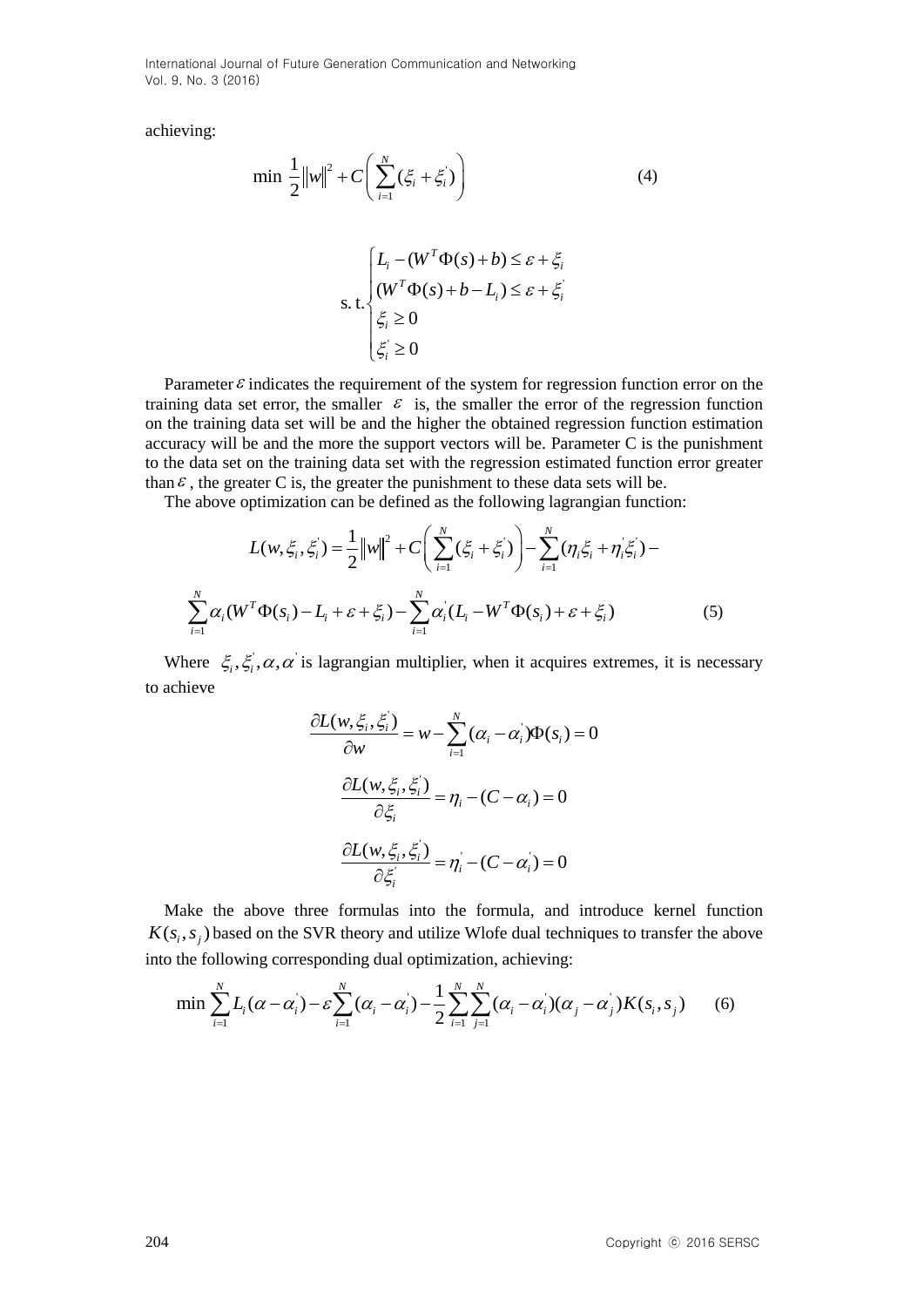achieving:

$$\min \frac{1}{2}\|w\|^2 + C\left(\sum_{i=1}^{N}(\xi_i + \xi_i^{'})\right) \tag{4}$$

$$\text{s. t.}\begin{cases} L_i - (W^T\Phi(s) + b) \le \varepsilon + \xi_i \\ (W^T\Phi(s) + b - L_i) \le \varepsilon + \xi_i^{'} \\ \xi_i \ge 0 \\ \xi_i^{'} \ge 0 \end{cases}$$

Parameter $\varepsilon$ indicates the requirement of the system for regression function error on the training data set error, the smaller $\varepsilon$ is, the smaller the error of the regression function on the training data set will be and the higher the obtained regression function estimation accuracy will be and the more the support vectors will be. Parameter C is the punishment to the data set on the training data set with the regression estimated function error greater than $\varepsilon$, the greater C is, the greater the punishment to these data sets will be.

The above optimization can be defined as the following lagrangian function:

$$L(w,\xi_i,\xi_i^{'}) = \frac{1}{2}\|w\|^2 + C\left(\sum_{i=1}^{N}(\xi_i + \xi_i^{'})\right) - \sum_{i=1}^{N}(\eta_i\xi_i + \eta_i^{'}\xi_i^{'}) -$$

$$\sum_{i=1}^{N}\alpha_i(W^T\Phi(s_i) - L_i + \varepsilon + \xi_i) - \sum_{i=1}^{N}\alpha_i^{'}(L_i - W^T\Phi(s_i) + \varepsilon + \xi_i) \tag{5}$$

Where $\xi_i, \xi_i^{'}, \alpha, \alpha^{'}$ is lagrangian multiplier, when it acquires extremes, it is necessary to achieve

$$\frac{\partial L(w,\xi_i,\xi_i^{'})}{\partial w} = w - \sum_{i=1}^{N}(\alpha_i - \alpha_i^{'})\Phi(s_i) = 0$$

$$\frac{\partial L(w,\xi_i,\xi_i^{'})}{\partial \xi_i} = \eta_i - (C - \alpha_i) = 0$$

$$\frac{\partial L(w,\xi_i,\xi_i^{'})}{\partial \xi_i^{'}} = \eta_i^{'} - (C - \alpha_i^{'}) = 0$$

Make the above three formulas into the formula, and introduce kernel function $K(s_i, s_j)$ based on the SVR theory and utilize Wlofe dual techniques to transfer the above into the following corresponding dual optimization, achieving:

$$\min \sum_{i=1}^{N}L_i(\alpha - \alpha_i^{'}) - \varepsilon\sum_{i=1}^{N}(\alpha_i - \alpha_i^{'}) - \frac{1}{2}\sum_{i=1}^{N}\sum_{j=1}^{N}(\alpha_i - \alpha_i^{'})(\alpha_j - \alpha_j^{'})K(s_i, s_j) \tag{6}$$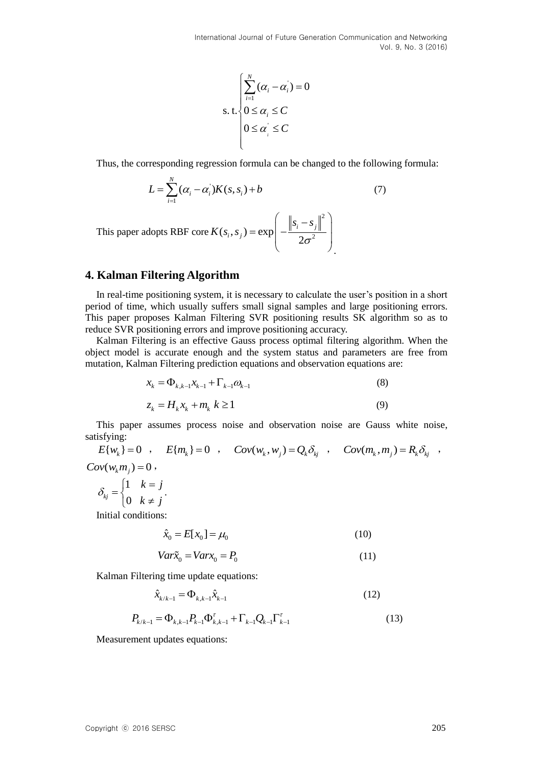$$\text{s. t.}\begin{cases}\sum_{i=1}^{N}(\alpha_i - \alpha_i^{'}) = 0 \\ 0 \le \alpha_i \le C \\ 0 \le \alpha_i^{'} \le C \end{cases}$$

Thus, the corresponding regression formula can be changed to the following formula:

$$L = \sum_{i=1}^{N}(\alpha_i - \alpha_i^{'})K(s, s_i) + b \tag{7}$$

This paper adopts RBF core $K(s_i, s_j) = \exp\left(-\frac{\|s_i - s_j\|^2}{2\sigma^2}\right)$.

## 4. Kalman Filtering Algorithm

In real-time positioning system, it is necessary to calculate the user's position in a short period of time, which usually suffers small signal samples and large positioning errors. This paper proposes Kalman Filtering SVR positioning results SK algorithm so as to reduce SVR positioning errors and improve positioning accuracy.

Kalman Filtering is an effective Gauss process optimal filtering algorithm. When the object model is accurate enough and the system status and parameters are free from mutation, Kalman Filtering prediction equations and observation equations are:

$$x_k = \Phi_{k,k-1}x_{k-1} + \Gamma_{k-1}\omega_{k-1} \tag{8}$$

$$z_k = H_k x_k + m_k \quad k \ge 1 \tag{9}$$

This paper assumes process noise and observation noise are Gauss white noise, satisfying:

$E\{w_k\} = 0$ , $E\{m_k\} = 0$ , $Cov(w_k, w_j) = Q_k \delta_{kj}$ , $Cov(m_k, m_j) = R_k \delta_{kj}$ , $Cov(w_k m_j) = 0$ ,

$\delta_{kj} = \begin{cases} 1 & k = j \\ 0 & k \ne j \end{cases}$.

Initial conditions:

$$\hat{x}_0 = E[x_0] = \mu_0 \tag{10}$$

$$Var\tilde{x}_0 = Varx_0 = P_0 \tag{11}$$

Kalman Filtering time update equations:

$$\hat{x}_{k/k-1} = \Phi_{k,k-1}\hat{x}_{k-1} \tag{12}$$

$$P_{k/k-1} = \Phi_{k,k-1}P_{k-1}\Phi_{k,k-1}^{\tau} + \Gamma_{k-1}Q_{k-1}\Gamma_{k-1}^{\tau} \tag{13}$$

Measurement updates equations: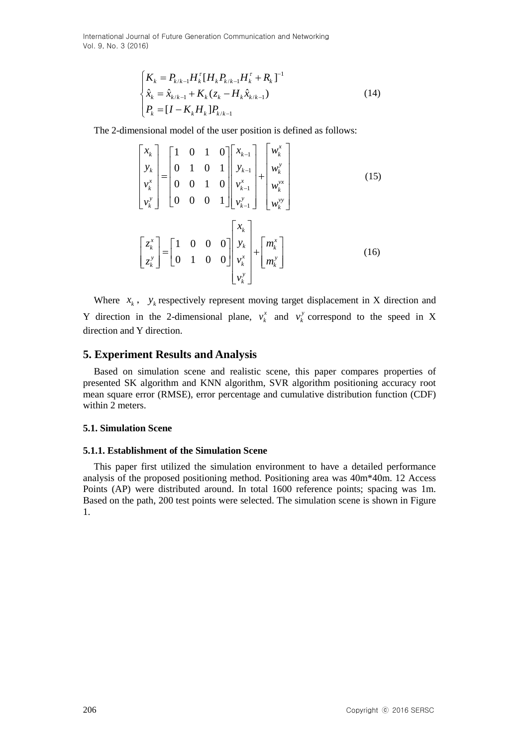$$
\begin{cases}
K_k = P_{k/k-1} H_k^{\tau} [H_k P_{k/k-1} H_k^{\tau} + R_k]^{-1} \\
\hat{x}_k = \hat{x}_{k/k-1} + K_k (z_k - H_k \hat{x}_{k/k-1}) \\
P_k = [I - K_k H_k] P_{k/k-1}
\end{cases}
\tag{14}
$$

The 2-dimensional model of the user position is defined as follows:

$$
\begin{bmatrix} x_k \\ y_k \\ v_k^x \\ v_k^y \end{bmatrix} = \begin{bmatrix} 1 & 0 & 1 & 0 \\ 0 & 1 & 0 & 1 \\ 0 & 0 & 1 & 0 \\ 0 & 0 & 0 & 1 \end{bmatrix} \begin{bmatrix} x_{k-1} \\ y_{k-1} \\ v_{k-1}^x \\ v_{k-1}^y \end{bmatrix} + \begin{bmatrix} w_k^x \\ w_k^y \\ w_k^{vx} \\ w_k^{vy} \end{bmatrix}
\tag{15}
$$

$$
\begin{bmatrix} z_k^x \\ z_k^y \end{bmatrix} = \begin{bmatrix} 1 & 0 & 0 & 0 \\ 0 & 1 & 0 & 0 \end{bmatrix} \begin{bmatrix} x_k \\ y_k \\ v_k^x \\ v_k^y \end{bmatrix} + \begin{bmatrix} m_k^x \\ m_k^y \end{bmatrix}
\tag{16}
$$

Where $x_k$, $y_k$ respectively represent moving target displacement in X direction and Y direction in the 2-dimensional plane, $v_k^x$ and $v_k^y$ correspond to the speed in X direction and Y direction.

## 5. Experiment Results and Analysis

Based on simulation scene and realistic scene, this paper compares properties of presented SK algorithm and KNN algorithm, SVR algorithm positioning accuracy root mean square error (RMSE), error percentage and cumulative distribution function (CDF) within 2 meters.

### 5.1. Simulation Scene

#### 5.1.1. Establishment of the Simulation Scene

This paper first utilized the simulation environment to have a detailed performance analysis of the proposed positioning method. Positioning area was 40m*40m. 12 Access Points (AP) were distributed around. In total 1600 reference points; spacing was 1m. Based on the path, 200 test points were selected. The simulation scene is shown in Figure 1.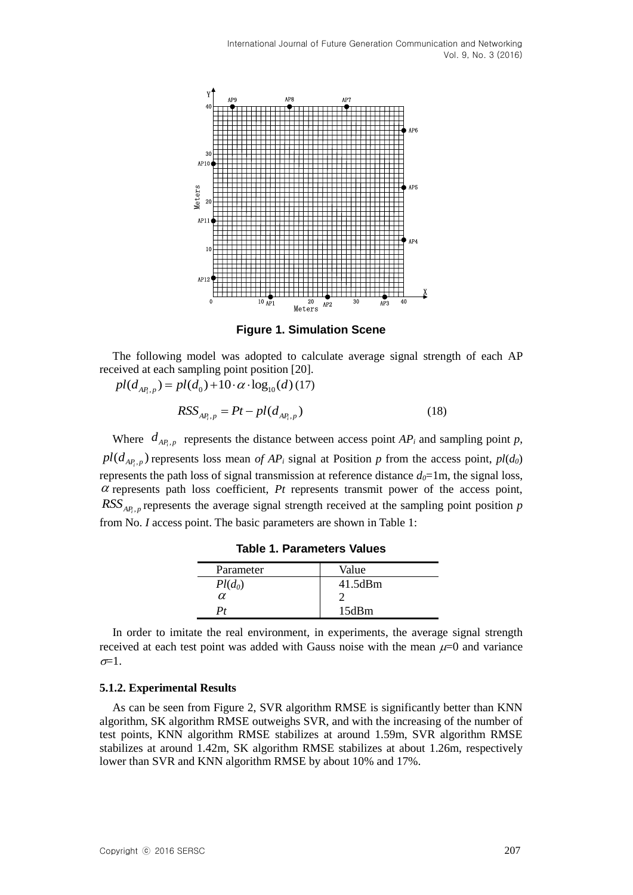Figure 1. Simulation Scene

The following model was adopted to calculate average signal strength of each AP received at each sampling point position [20].

$$pl(d_{AP_i,p}) = pl(d_0) + 10 \cdot \alpha \cdot \log_{10}(d) \quad (17)$$

$$RSS_{AP_i,p} = Pt - pl(d_{AP_i,p}) \quad (18)$$

Where $d_{AP_i,p}$ represents the distance between access point $AP_i$ and sampling point *p*, $pl(d_{AP_i,p})$ represents loss mean *of* $AP_i$ signal at Position *p* from the access point, $pl(d_0)$ represents the path loss of signal transmission at reference distance $d_0$=1m, the signal loss, $\alpha$ represents path loss coefficient, *Pt* represents transmit power of the access point, $RSS_{AP_i,p}$ represents the average signal strength received at the sampling point position *p* from No. *I* access point. The basic parameters are shown in Table 1:

**Table 1. Parameters Values**

| Parameter | Value |
|---|---|
| $Pl(d_0)$ | 41.5dBm |
| $\alpha$ | 2 |
| $Pt$ | 15dBm |

In order to imitate the real environment, in experiments, the average signal strength received at each test point was added with Gauss noise with the mean $\mu$=0 and variance $\sigma$=1.

### 5.1.2. Experimental Results

As can be seen from Figure 2, SVR algorithm RMSE is significantly better than KNN algorithm, SK algorithm RMSE outweighs SVR, and with the increasing of the number of test points, KNN algorithm RMSE stabilizes at around 1.59m, SVR algorithm RMSE stabilizes at around 1.42m, SK algorithm RMSE stabilizes at about 1.26m, respectively lower than SVR and KNN algorithm RMSE by about 10% and 17%.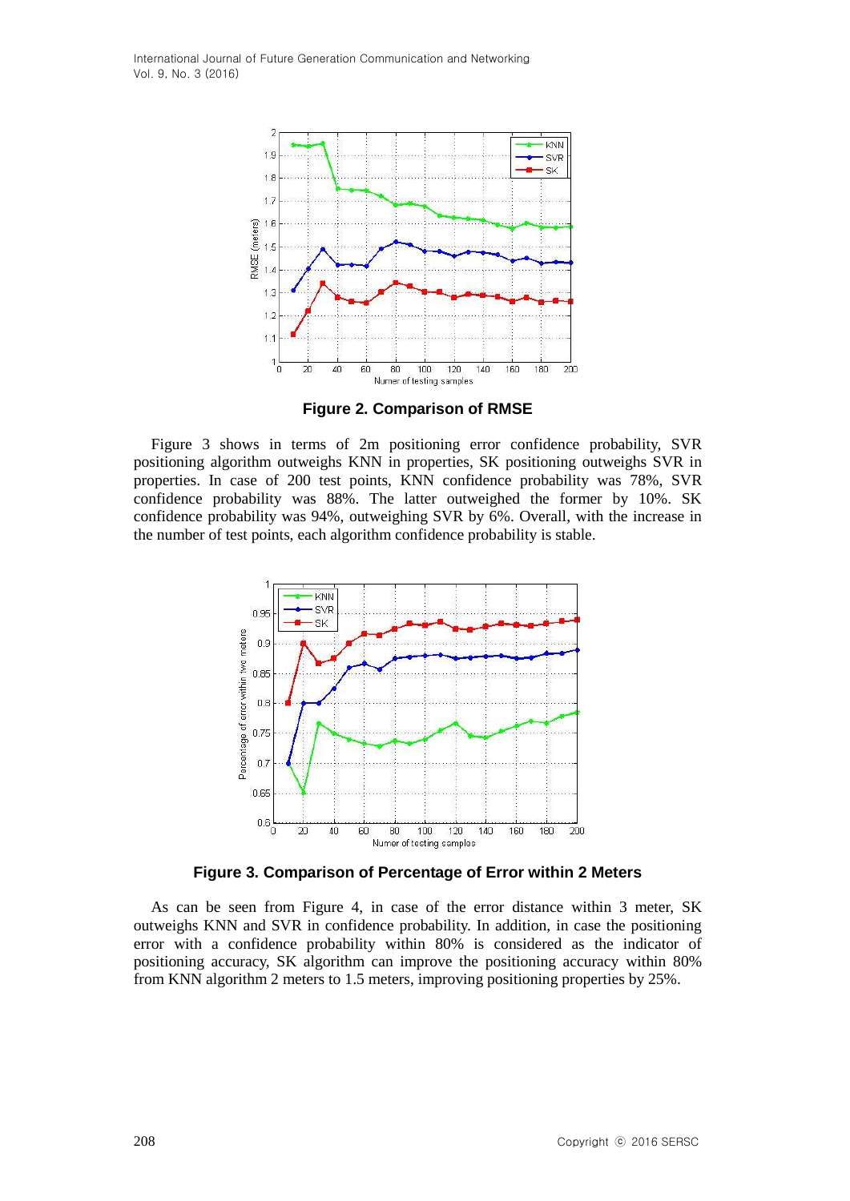**Figure 2. Comparison of RMSE**

Figure 3 shows in terms of 2m positioning error confidence probability, SVR positioning algorithm outweighs KNN in properties, SK positioning outweighs SVR in properties. In case of 200 test points, KNN confidence probability was 78%, SVR confidence probability was 88%. The latter outweighed the former by 10%. SK confidence probability was 94%, outweighing SVR by 6%. Overall, with the increase in the number of test points, each algorithm confidence probability is stable.

**Figure 3. Comparison of Percentage of Error within 2 Meters**

As can be seen from Figure 4, in case of the error distance within 3 meter, SK outweighs KNN and SVR in confidence probability. In addition, in case the positioning error with a confidence probability within 80% is considered as the indicator of positioning accuracy, SK algorithm can improve the positioning accuracy within 80% from KNN algorithm 2 meters to 1.5 meters, improving positioning properties by 25%.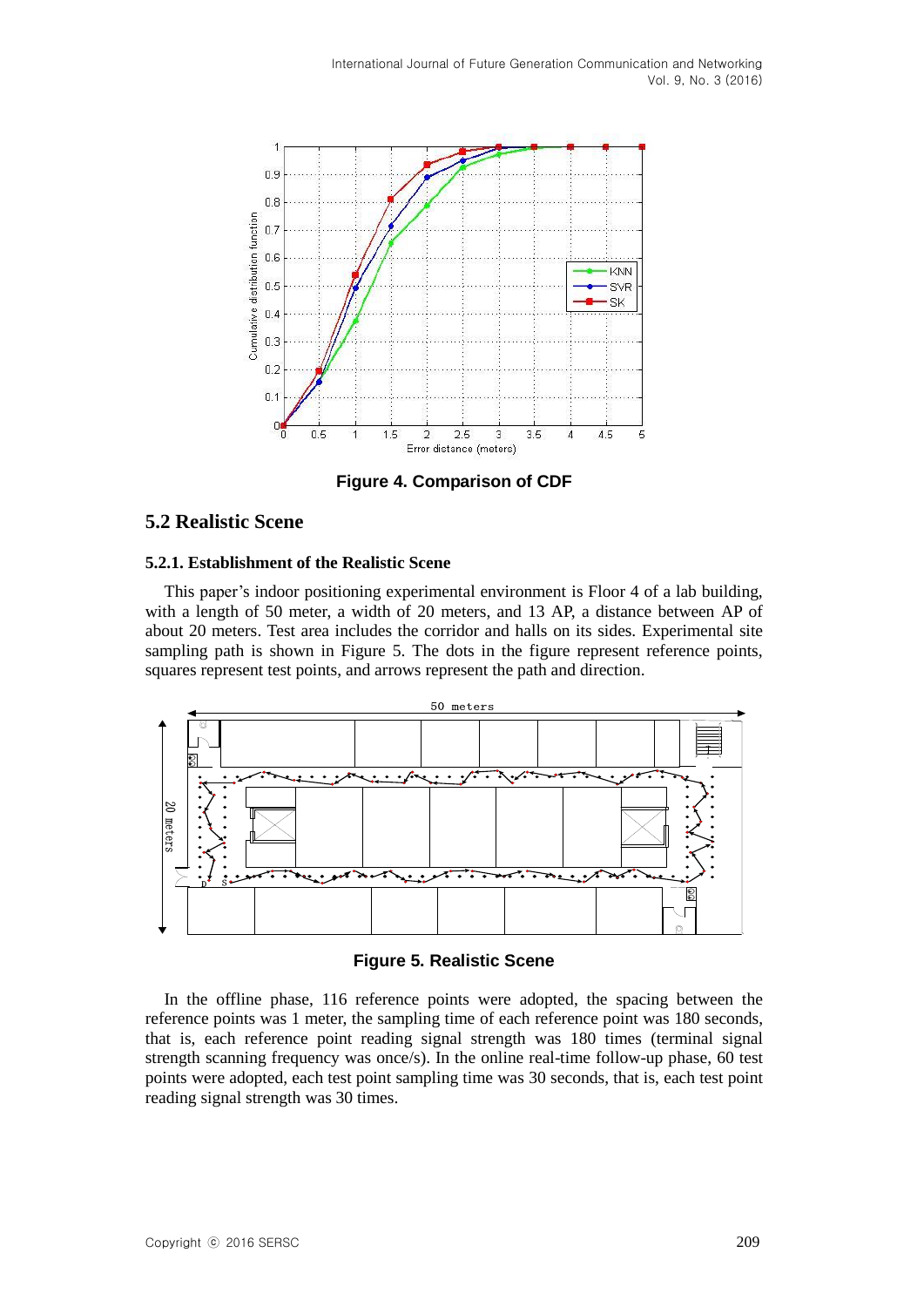Figure 4. Comparison of CDF

## 5.2 Realistic Scene

### 5.2.1. Establishment of the Realistic Scene

This paper's indoor positioning experimental environment is Floor 4 of a lab building, with a length of 50 meter, a width of 20 meters, and 13 AP, a distance between AP of about 20 meters. Test area includes the corridor and halls on its sides. Experimental site sampling path is shown in Figure 5. The dots in the figure represent reference points, squares represent test points, and arrows represent the path and direction.

Figure 5. Realistic Scene

In the offline phase, 116 reference points were adopted, the spacing between the reference points was 1 meter, the sampling time of each reference point was 180 seconds, that is, each reference point reading signal strength was 180 times (terminal signal strength scanning frequency was once/s). In the online real-time follow-up phase, 60 test points were adopted, each test point sampling time was 30 seconds, that is, each test point reading signal strength was 30 times.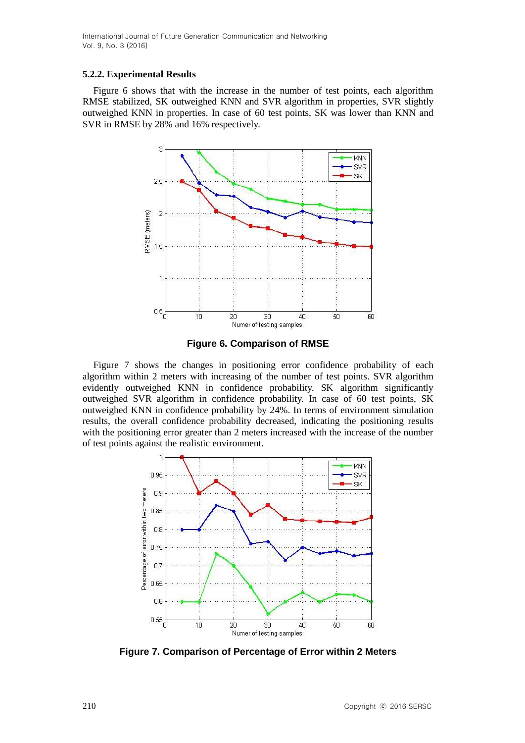#### 5.2.2. Experimental Results

Figure 6 shows that with the increase in the number of test points, each algorithm RMSE stabilized, SK outweighed KNN and SVR algorithm in properties, SVR slightly outweighed KNN in properties. In case of 60 test points, SK was lower than KNN and SVR in RMSE by 28% and 16% respectively.

**Figure 6. Comparison of RMSE**

Figure 7 shows the changes in positioning error confidence probability of each algorithm within 2 meters with increasing of the number of test points. SVR algorithm evidently outweighed KNN in confidence probability. SK algorithm significantly outweighed SVR algorithm in confidence probability. In case of 60 test points, SK outweighed KNN in confidence probability by 24%. In terms of environment simulation results, the overall confidence probability decreased, indicating the positioning results with the positioning error greater than 2 meters increased with the increase of the number of test points against the realistic environment.

**Figure 7. Comparison of Percentage of Error within 2 Meters**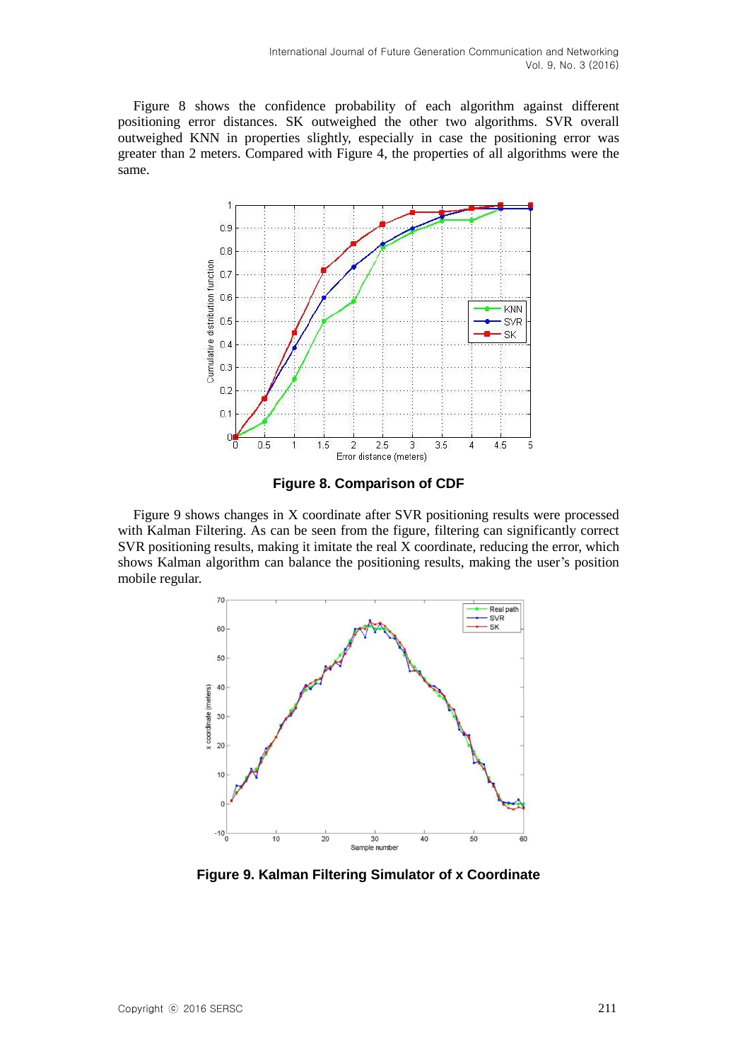Figure 8 shows the confidence probability of each algorithm against different positioning error distances. SK outweighed the other two algorithms. SVR overall outweighed KNN in properties slightly, especially in case the positioning error was greater than 2 meters. Compared with Figure 4, the properties of all algorithms were the same.

**Figure 8. Comparison of CDF**

Figure 9 shows changes in X coordinate after SVR positioning results were processed with Kalman Filtering. As can be seen from the figure, filtering can significantly correct SVR positioning results, making it imitate the real X coordinate, reducing the error, which shows Kalman algorithm can balance the positioning results, making the user's position mobile regular.

**Figure 9. Kalman Filtering Simulator of x Coordinate**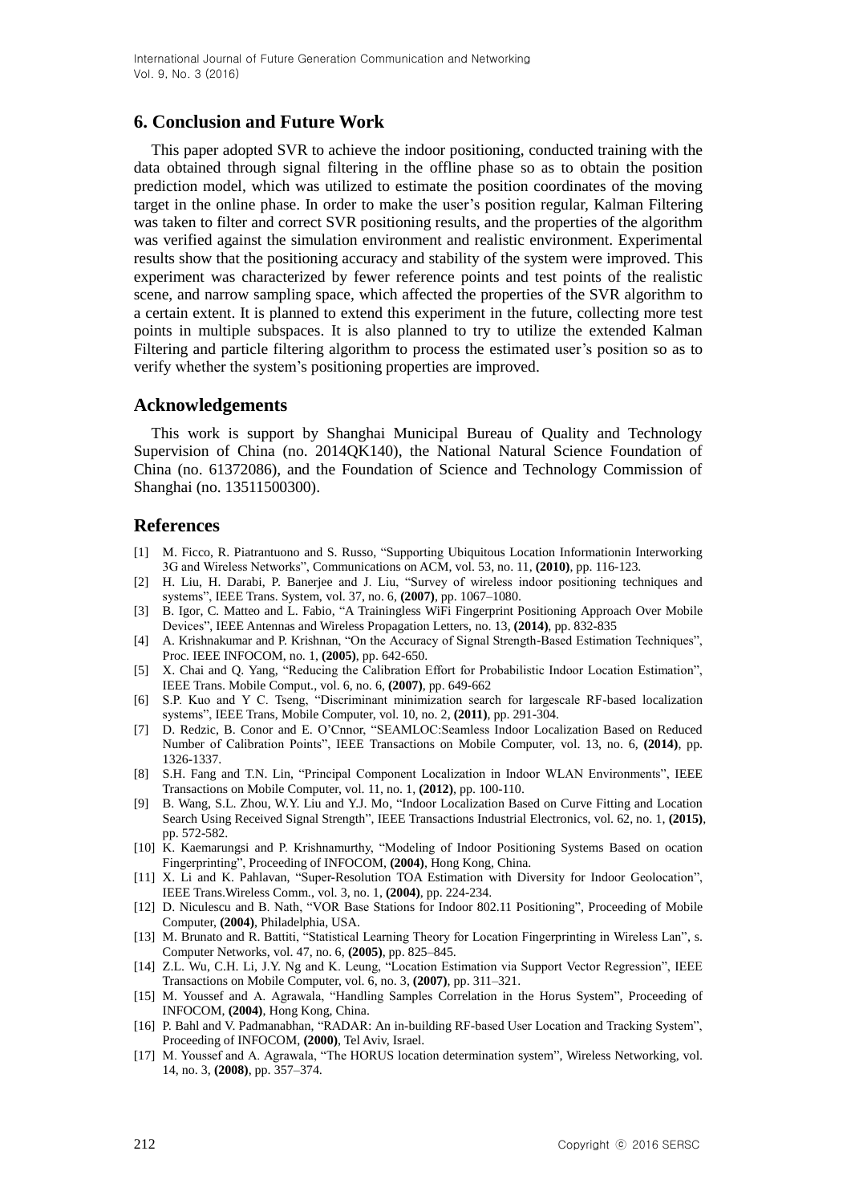## 6. Conclusion and Future Work

This paper adopted SVR to achieve the indoor positioning, conducted training with the data obtained through signal filtering in the offline phase so as to obtain the position prediction model, which was utilized to estimate the position coordinates of the moving target in the online phase. In order to make the user's position regular, Kalman Filtering was taken to filter and correct SVR positioning results, and the properties of the algorithm was verified against the simulation environment and realistic environment. Experimental results show that the positioning accuracy and stability of the system were improved. This experiment was characterized by fewer reference points and test points of the realistic scene, and narrow sampling space, which affected the properties of the SVR algorithm to a certain extent. It is planned to extend this experiment in the future, collecting more test points in multiple subspaces. It is also planned to try to utilize the extended Kalman Filtering and particle filtering algorithm to process the estimated user's position so as to verify whether the system's positioning properties are improved.

## Acknowledgements

This work is support by Shanghai Municipal Bureau of Quality and Technology Supervision of China (no. 2014QK140), the National Natural Science Foundation of China (no. 61372086), and the Foundation of Science and Technology Commission of Shanghai (no. 13511500300).

## References

[1] M. Ficco, R. Piatrantuono and S. Russo, "Supporting Ubiquitous Location Informationin Interworking 3G and Wireless Networks", Communications on ACM, vol. 53, no. 11, **(2010)**, pp. 116-123.

[2] H. Liu, H. Darabi, P. Banerjee and J. Liu, "Survey of wireless indoor positioning techniques and systems", IEEE Trans. System, vol. 37, no. 6, **(2007)**, pp. 1067–1080.

[3] B. Igor, C. Matteo and L. Fabio, "A Trainingless WiFi Fingerprint Positioning Approach Over Mobile Devices", IEEE Antennas and Wireless Propagation Letters, no. 13, **(2014)**, pp. 832-835

[4] A. Krishnakumar and P. Krishnan, "On the Accuracy of Signal Strength-Based Estimation Techniques", Proc. IEEE INFOCOM, no. 1, **(2005)**, pp. 642-650.

[5] X. Chai and Q. Yang, "Reducing the Calibration Effort for Probabilistic Indoor Location Estimation", IEEE Trans. Mobile Comput., vol. 6, no. 6, **(2007)**, pp. 649-662

[6] S.P. Kuo and Y C. Tseng, "Discriminant minimization search for largescale RF-based localization systems", IEEE Trans, Mobile Computer, vol. 10, no. 2, **(2011)**, pp. 291-304.

[7] D. Redzic, B. Conor and E. O'Cnnor, "SEAMLOC:Seamless Indoor Localization Based on Reduced Number of Calibration Points", IEEE Transactions on Mobile Computer, vol. 13, no. 6, **(2014)**, pp. 1326-1337.

[8] S.H. Fang and T.N. Lin, "Principal Component Localization in Indoor WLAN Environments", IEEE Transactions on Mobile Computer, vol. 11, no. 1, **(2012)**, pp. 100-110.

[9] B. Wang, S.L. Zhou, W.Y. Liu and Y.J. Mo, "Indoor Localization Based on Curve Fitting and Location Search Using Received Signal Strength", IEEE Transactions Industrial Electronics, vol. 62, no. 1, **(2015)**, pp. 572-582.

[10] K. Kaemarungsi and P. Krishnamurthy, "Modeling of Indoor Positioning Systems Based on ocation Fingerprinting", Proceeding of INFOCOM, **(2004)**, Hong Kong, China.

[11] X. Li and K. Pahlavan, "Super-Resolution TOA Estimation with Diversity for Indoor Geolocation", IEEE Trans.Wireless Comm., vol. 3, no. 1, **(2004)**, pp. 224-234.

[12] D. Niculescu and B. Nath, "VOR Base Stations for Indoor 802.11 Positioning", Proceeding of Mobile Computer, **(2004)**, Philadelphia, USA.

[13] M. Brunato and R. Battiti, "Statistical Learning Theory for Location Fingerprinting in Wireless Lan", s. Computer Networks, vol. 47, no. 6, **(2005)**, pp. 825–845.

[14] Z.L. Wu, C.H. Li, J.Y. Ng and K. Leung, "Location Estimation via Support Vector Regression", IEEE Transactions on Mobile Computer, vol. 6, no. 3, **(2007)**, pp. 311–321.

[15] M. Youssef and A. Agrawala, "Handling Samples Correlation in the Horus System", Proceeding of INFOCOM, **(2004)**, Hong Kong, China.

[16] P. Bahl and V. Padmanabhan, "RADAR: An in-building RF-based User Location and Tracking System", Proceeding of INFOCOM, **(2000)**, Tel Aviv, Israel.

[17] M. Youssef and A. Agrawala, "The HORUS location determination system", Wireless Networking, vol. 14, no. 3, **(2008)**, pp. 357–374.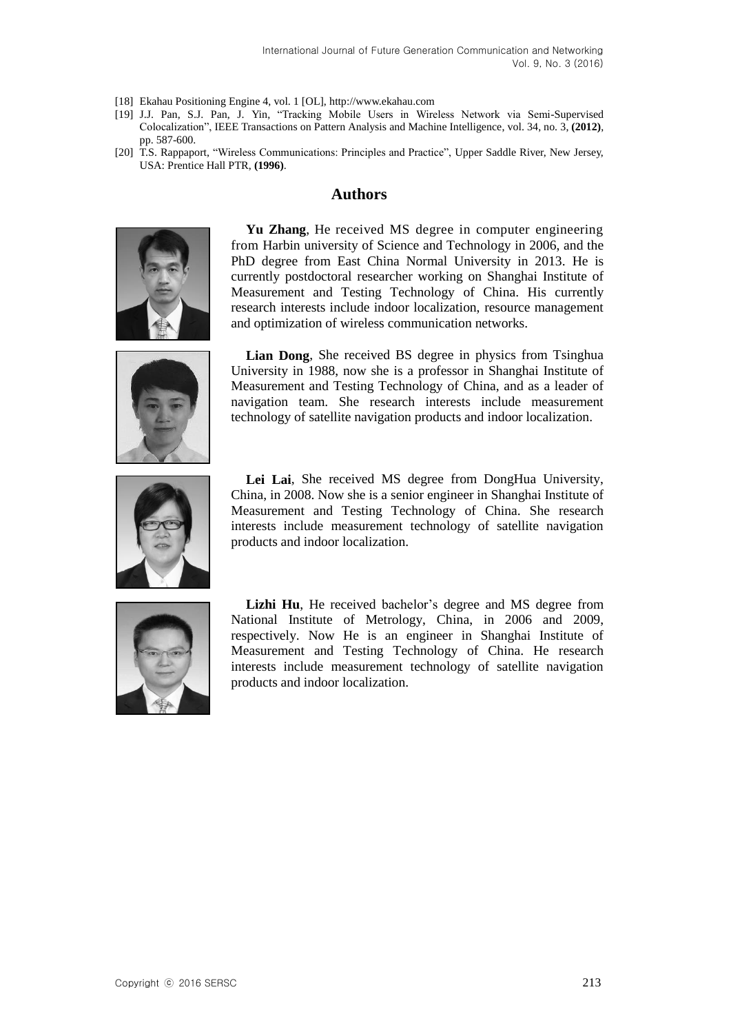[18] Ekahau Positioning Engine 4, vol. 1 [OL], http://www.ekahau.com

[19] J.J. Pan, S.J. Pan, J. Yin, "Tracking Mobile Users in Wireless Network via Semi-Supervised Colocalization", IEEE Transactions on Pattern Analysis and Machine Intelligence, vol. 34, no. 3, **(2012)**, pp. 587-600.

[20] T.S. Rappaport, "Wireless Communications: Principles and Practice", Upper Saddle River, New Jersey, USA: Prentice Hall PTR, **(1996)**.

## Authors

**Yu Zhang**, He received MS degree in computer engineering from Harbin university of Science and Technology in 2006, and the PhD degree from East China Normal University in 2013. He is currently postdoctoral researcher working on Shanghai Institute of Measurement and Testing Technology of China. His currently research interests include indoor localization, resource management and optimization of wireless communication networks.

**Lian Dong**, She received BS degree in physics from Tsinghua University in 1988, now she is a professor in Shanghai Institute of Measurement and Testing Technology of China, and as a leader of navigation team. She research interests include measurement technology of satellite navigation products and indoor localization.

**Lei Lai**, She received MS degree from DongHua University, China, in 2008. Now she is a senior engineer in Shanghai Institute of Measurement and Testing Technology of China. She research interests include measurement technology of satellite navigation products and indoor localization.

**Lizhi Hu**, He received bachelor's degree and MS degree from National Institute of Metrology, China, in 2006 and 2009, respectively. Now He is an engineer in Shanghai Institute of Measurement and Testing Technology of China. He research interests include measurement technology of satellite navigation products and indoor localization.